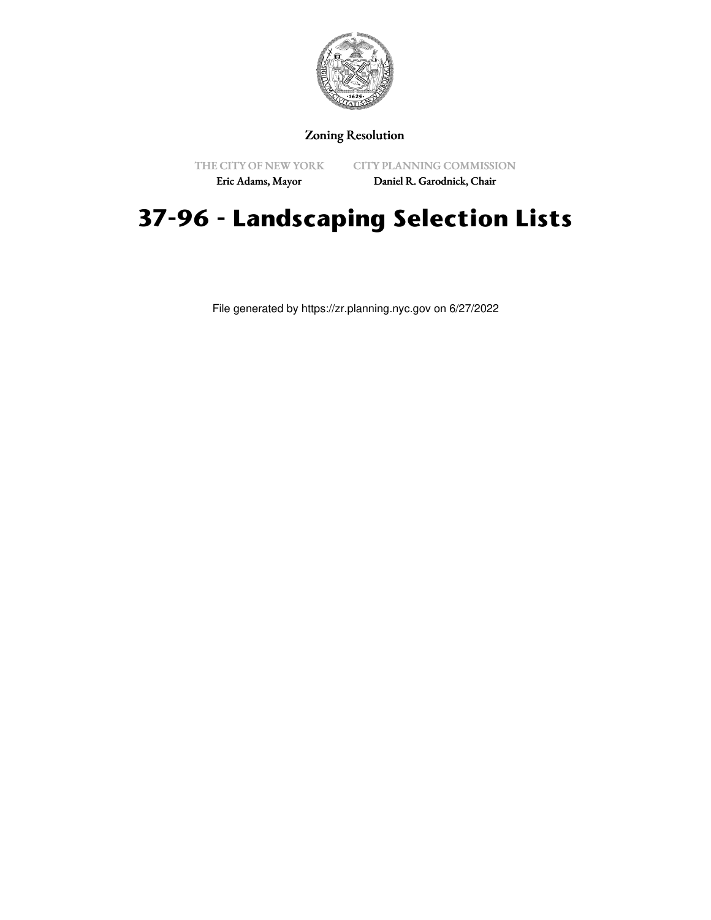Zoning Resolution

THE CITY OF NEW YORK
Eric Adams, Mayor

CITY PLANNING COMMISSION
Daniel R. Garodnick, Chair

# 37-96 - Landscaping Selection Lists

File generated by https://zr.planning.nyc.gov on 6/27/2022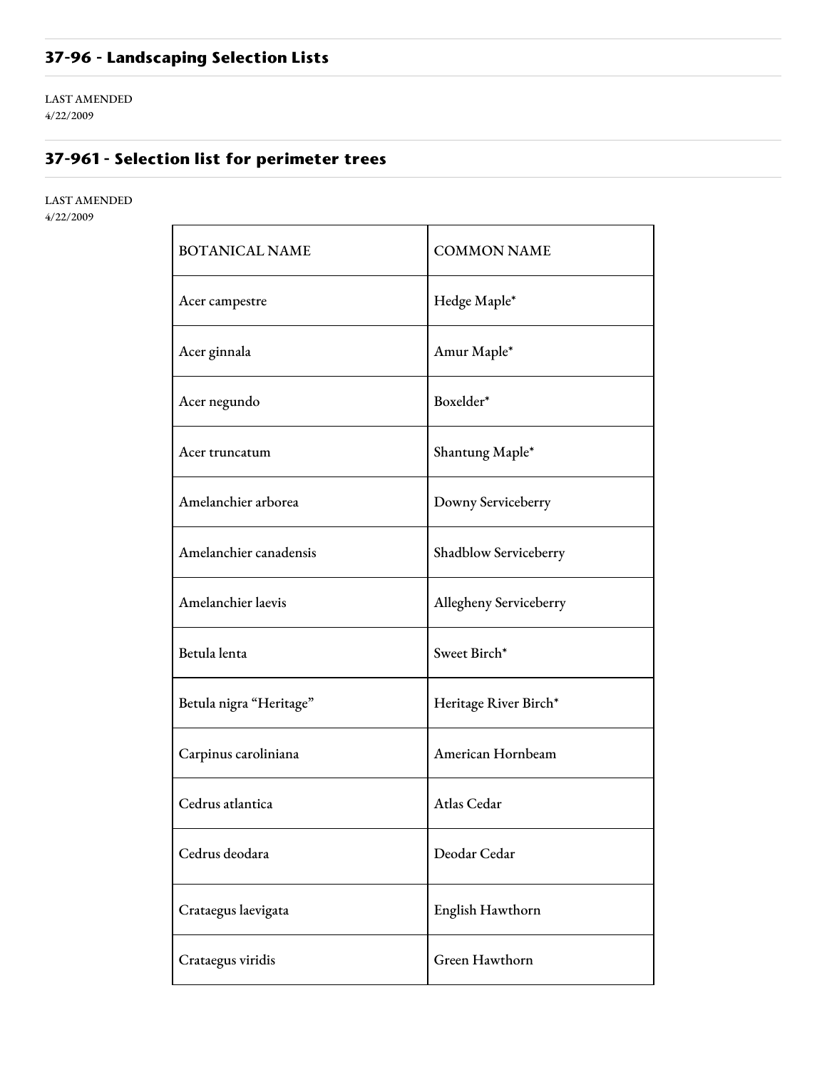## 37-96 - Landscaping Selection Lists

LAST AMENDED
4/22/2009

## 37-961 - Selection list for perimeter trees

LAST AMENDED
4/22/2009

| BOTANICAL NAME | COMMON NAME |
|---|---|
| Acer campestre | Hedge Maple* |
| Acer ginnala | Amur Maple* |
| Acer negundo | Boxelder* |
| Acer truncatum | Shantung Maple* |
| Amelanchier arborea | Downy Serviceberry |
| Amelanchier canadensis | Shadblow Serviceberry |
| Amelanchier laevis | Allegheny Serviceberry |
| Betula lenta | Sweet Birch* |
| Betula nigra "Heritage" | Heritage River Birch* |
| Carpinus caroliniana | American Hornbeam |
| Cedrus atlantica | Atlas Cedar |
| Cedrus deodara | Deodar Cedar |
| Crataegus laevigata | English Hawthorn |
| Crataegus viridis | Green Hawthorn |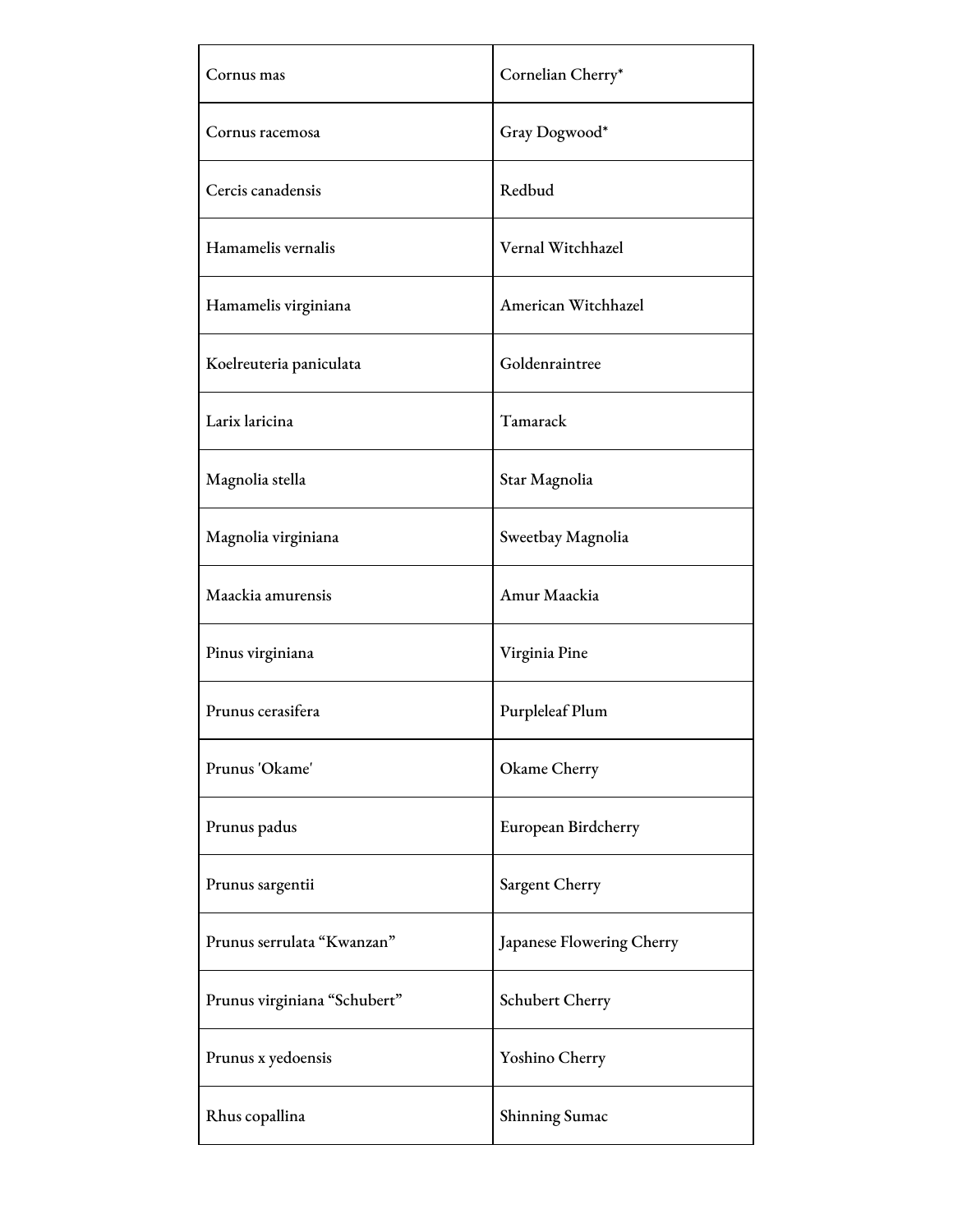| Cornus mas | Cornelian Cherry* |
|---|---|
| Cornus racemosa | Gray Dogwood* |
| Cercis canadensis | Redbud |
| Hamamelis vernalis | Vernal Witchhazel |
| Hamamelis virginiana | American Witchhazel |
| Koelreuteria paniculata | Goldenraintree |
| Larix laricina | Tamarack |
| Magnolia stella | Star Magnolia |
| Magnolia virginiana | Sweetbay Magnolia |
| Maackia amurensis | Amur Maackia |
| Pinus virginiana | Virginia Pine |
| Prunus cerasifera | Purpleleaf Plum |
| Prunus 'Okame' | Okame Cherry |
| Prunus padus | European Birdcherry |
| Prunus sargentii | Sargent Cherry |
| Prunus serrulata "Kwanzan" | Japanese Flowering Cherry |
| Prunus virginiana "Schubert" | Schubert Cherry |
| Prunus x yedoensis | Yoshino Cherry |
| Rhus copallina | Shinning Sumac |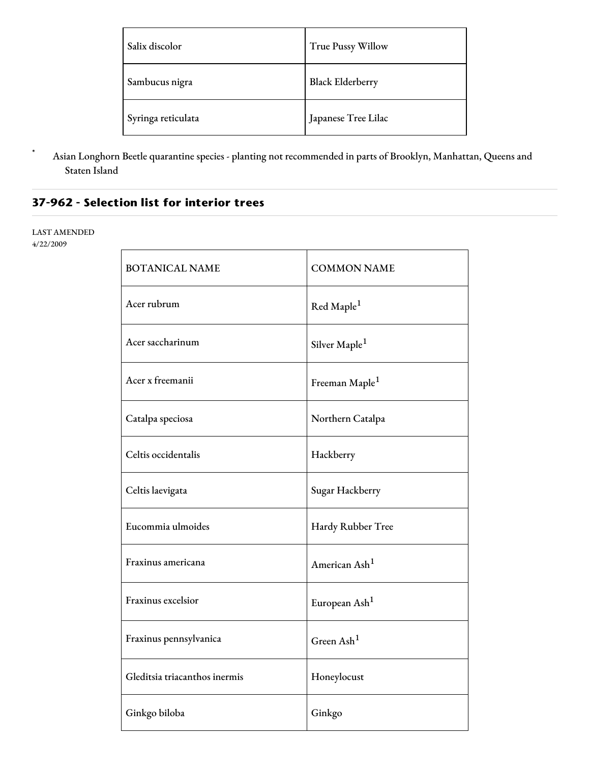| | |
|---|---|
| Salix discolor | True Pussy Willow |
| Sambucus nigra | Black Elderberry |
| Syringa reticulata | Japanese Tree Lilac |

\* Asian Longhorn Beetle quarantine species - planting not recommended in parts of Brooklyn, Manhattan, Queens and Staten Island

## 37-962 - Selection list for interior trees

LAST AMENDED
4/22/2009

| BOTANICAL NAME | COMMON NAME |
|---|---|
| Acer rubrum | Red Maple[1] |
| Acer saccharinum | Silver Maple[1] |
| Acer x freemanii | Freeman Maple[1] |
| Catalpa speciosa | Northern Catalpa |
| Celtis occidentalis | Hackberry |
| Celtis laevigata | Sugar Hackberry |
| Eucommia ulmoides | Hardy Rubber Tree |
| Fraxinus americana | American Ash[1] |
| Fraxinus excelsior | European Ash[1] |
| Fraxinus pennsylvanica | Green Ash[1] |
| Gleditsia triacanthos inermis | Honeylocust |
| Ginkgo biloba | Ginkgo |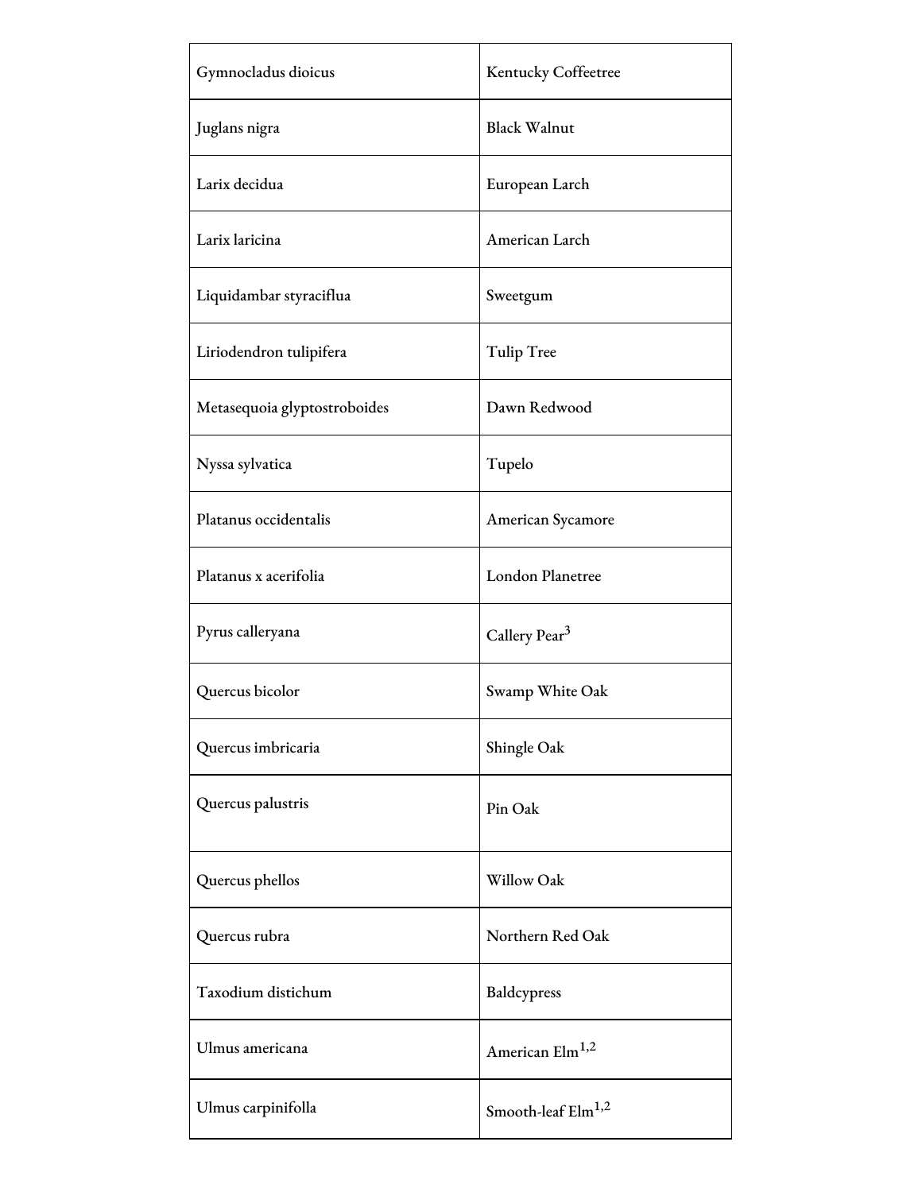| | |
|---|---|
| Gymnocladus dioicus | Kentucky Coffeetree |
| Juglans nigra | Black Walnut |
| Larix decidua | European Larch |
| Larix laricina | American Larch |
| Liquidambar styraciflua | Sweetgum |
| Liriodendron tulipifera | Tulip Tree |
| Metasequoia glyptostroboides | Dawn Redwood |
| Nyssa sylvatica | Tupelo |
| Platanus occidentalis | American Sycamore |
| Platanus x acerifolia | London Planetree |
| Pyrus calleryana | Callery Pear[3] |
| Quercus bicolor | Swamp White Oak |
| Quercus imbricaria | Shingle Oak |
| Quercus palustris | Pin Oak |
| Quercus phellos | Willow Oak |
| Quercus rubra | Northern Red Oak |
| Taxodium distichum | Baldcypress |
| Ulmus americana | American Elm[1,2] |
| Ulmus carpinifolla | Smooth-leaf Elm[1,2] |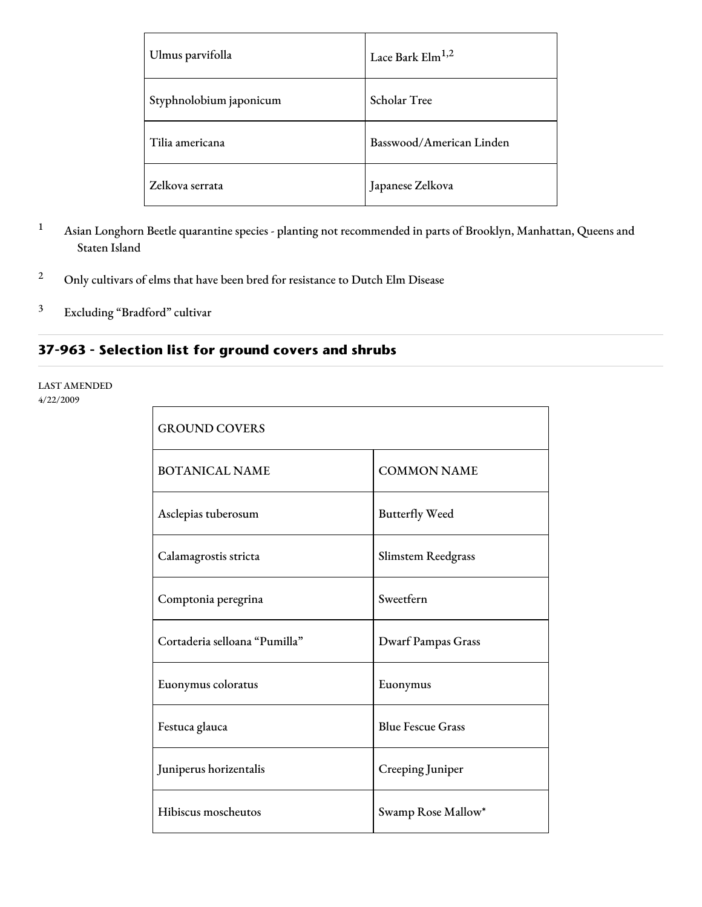| | |
|---|---|
| Ulmus parvifolla | Lace Bark Elm[1,2] |
| Styphnolobium japonicum | Scholar Tree |
| Tilia americana | Basswood/American Linden |
| Zelkova serrata | Japanese Zelkova |

[1] Asian Longhorn Beetle quarantine species - planting not recommended in parts of Brooklyn, Manhattan, Queens and Staten Island

[2] Only cultivars of elms that have been bred for resistance to Dutch Elm Disease

[3] Excluding "Bradford" cultivar

## 37-963 - Selection list for ground covers and shrubs

LAST AMENDED
4/22/2009

| GROUND COVERS | |
|---|---|
| BOTANICAL NAME | COMMON NAME |
| Asclepias tuberosum | Butterfly Weed |
| Calamagrostis stricta | Slimstem Reedgrass |
| Comptonia peregrina | Sweetfern |
| Cortaderia selloana "Pumilla" | Dwarf Pampas Grass |
| Euonymus coloratus | Euonymus |
| Festuca glauca | Blue Fescue Grass |
| Juniperus horizentalis | Creeping Juniper |
| Hibiscus moscheutos | Swamp Rose Mallow* |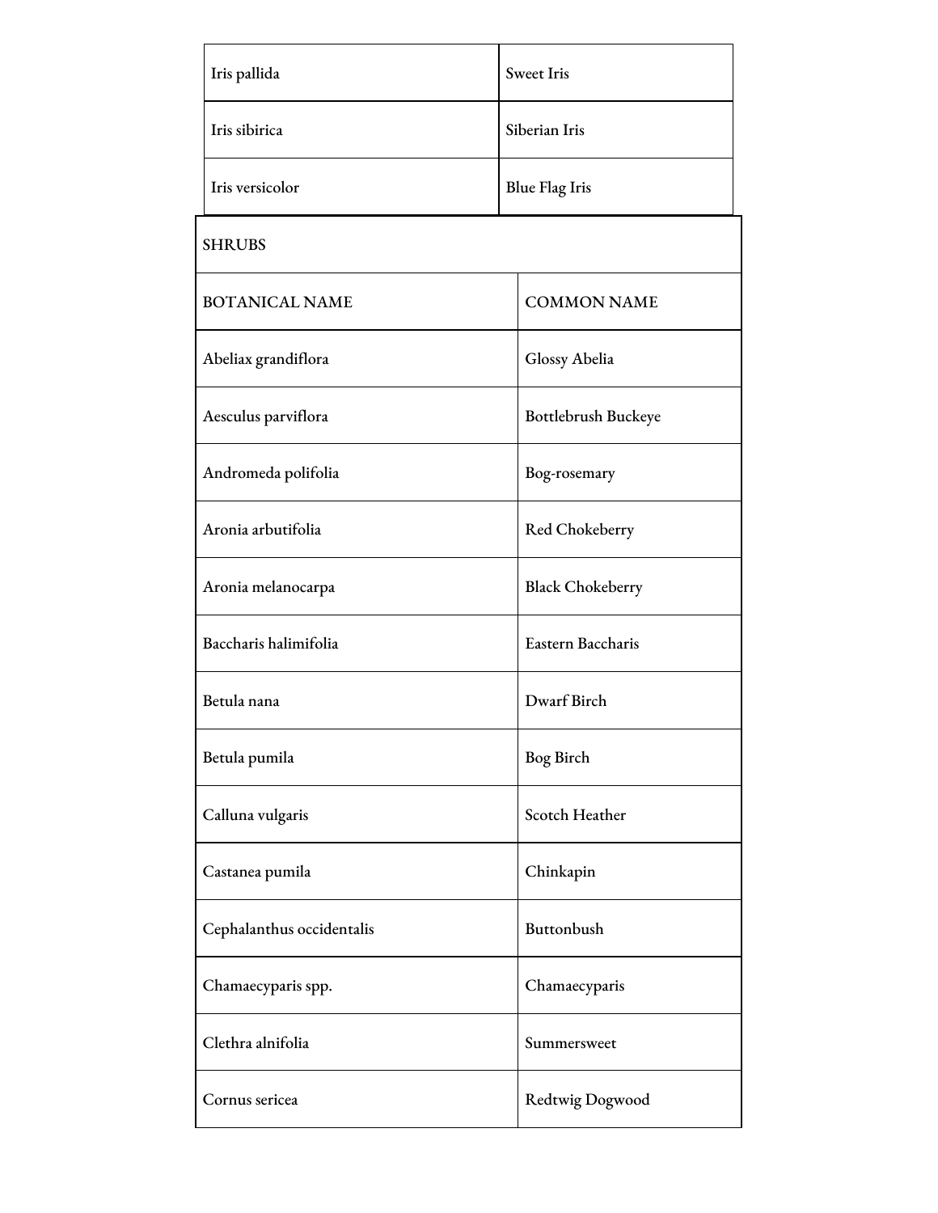| | |
|---|---|
| Iris pallida | Sweet Iris |
| Iris sibirica | Siberian Iris |
| Iris versicolor | Blue Flag Iris |

| SHRUBS | |
|---|---|
| BOTANICAL NAME | COMMON NAME |
| Abeliax grandiflora | Glossy Abelia |
| Aesculus parviflora | Bottlebrush Buckeye |
| Andromeda polifolia | Bog-rosemary |
| Aronia arbutifolia | Red Chokeberry |
| Aronia melanocarpa | Black Chokeberry |
| Baccharis halimifolia | Eastern Baccharis |
| Betula nana | Dwarf Birch |
| Betula pumila | Bog Birch |
| Calluna vulgaris | Scotch Heather |
| Castanea pumila | Chinkapin |
| Cephalanthus occidentalis | Buttonbush |
| Chamaecyparis spp. | Chamaecyparis |
| Clethra alnifolia | Summersweet |
| Cornus sericea | Redtwig Dogwood |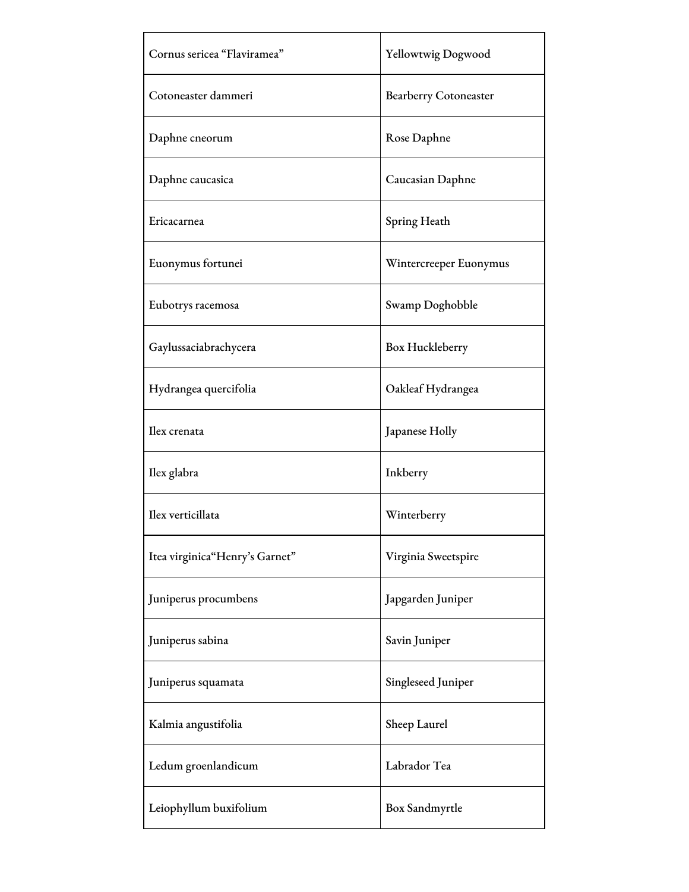| | |
|---|---|
| Cornus sericea “Flaviramea” | Yellowtwig Dogwood |
| Cotoneaster dammeri | Bearberry Cotoneaster |
| Daphne cneorum | Rose Daphne |
| Daphne caucasica | Caucasian Daphne |
| Ericacarnea | Spring Heath |
| Euonymus fortunei | Wintercreeper Euonymus |
| Eubotrys racemosa | Swamp Doghobble |
| Gaylussaciabrachycera | Box Huckleberry |
| Hydrangea quercifolia | Oakleaf Hydrangea |
| Ilex crenata | Japanese Holly |
| Ilex glabra | Inkberry |
| Ilex verticillata | Winterberry |
| Itea virginica“Henry’s Garnet” | Virginia Sweetspire |
| Juniperus procumbens | Japgarden Juniper |
| Juniperus sabina | Savin Juniper |
| Juniperus squamata | Singleseed Juniper |
| Kalmia angustifolia | Sheep Laurel |
| Ledum groenlandicum | Labrador Tea |
| Leiophyllum buxifolium | Box Sandmyrtle |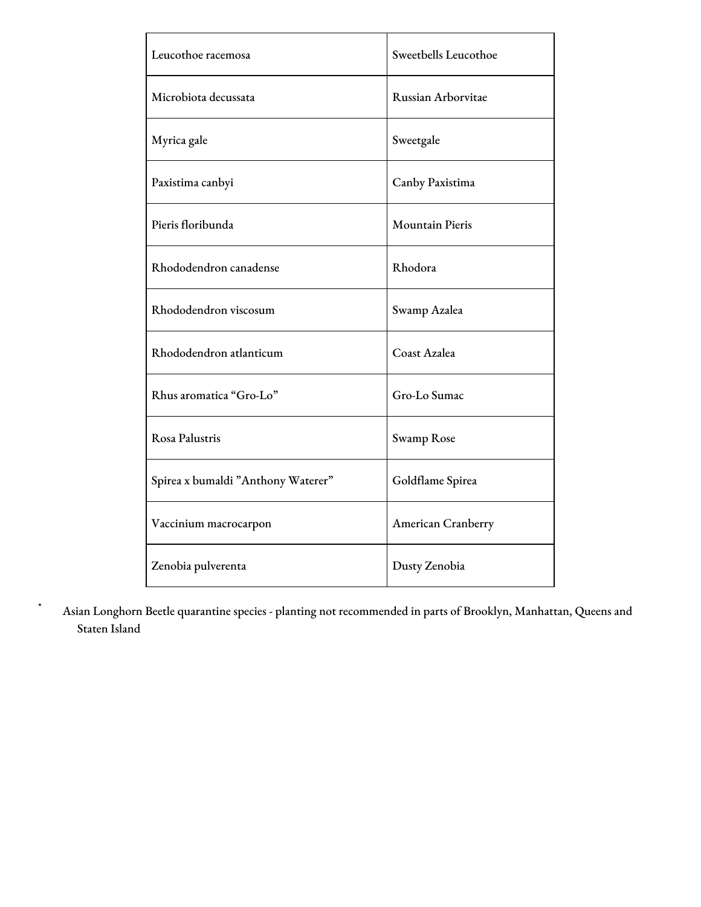| | |
|---|---|
| Leucothoe racemosa | Sweetbells Leucothoe |
| Microbiota decussata | Russian Arborvitae |
| Myrica gale | Sweetgale |
| Paxistima canbyi | Canby Paxistima |
| Pieris floribunda | Mountain Pieris |
| Rhododendron canadense | Rhodora |
| Rhododendron viscosum | Swamp Azalea |
| Rhododendron atlanticum | Coast Azalea |
| Rhus aromatica “Gro-Lo” | Gro-Lo Sumac |
| Rosa Palustris | Swamp Rose |
| Spirea x bumaldi ”Anthony Waterer” | Goldflame Spirea |
| Vaccinium macrocarpon | American Cranberry |
| Zenobia pulverenta | Dusty Zenobia |

* Asian Longhorn Beetle quarantine species - planting not recommended in parts of Brooklyn, Manhattan, Queens and Staten Island